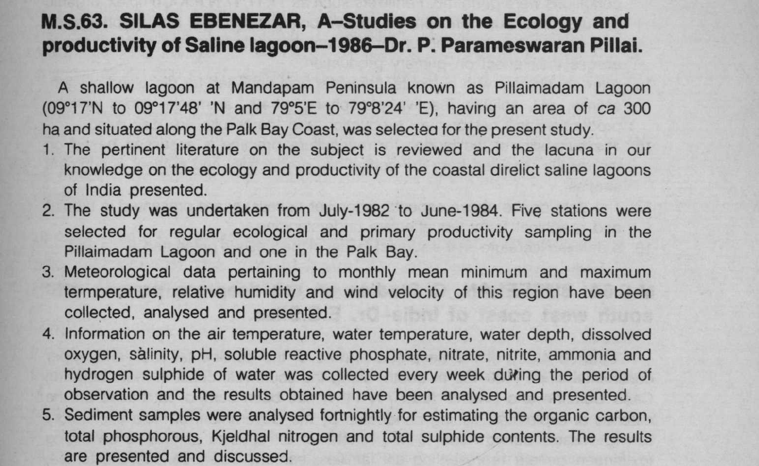## M.S.63. SILAS EBENEZAR, A–Studies on the Ecology and productivity of Saline lagoon–1986–Dr. P. Parameswaran Pillai.

A shallow lagoon at Mandapam Peninsula known as Pillaimadam Lagoon (09°17'N to 09°17'48' 'N and 79°5'E to 79°8'24' 'E), having an area of *ca* 300 ha and situated along the Palk Bay Coast, was selected for the present study.

1. The pertinent literature on the subject is reviewed and the lacuna in our knowledge on the ecology and productivity of the coastal direlict saline lagoons of India presented.
2. The study was undertaken from July-1982 to June-1984. Five stations were selected for regular ecological and primary productivity sampling in the Pillaimadam Lagoon and one in the Palk Bay.
3. Meteorological data pertaining to monthly mean minimum and maximum termperature, relative humidity and wind velocity of this region have been collected, analysed and presented.
4. Information on the air temperature, water temperature, water depth, dissolved oxygen, sàlinity, pH, soluble reactive phosphate, nitrate, nitrite, ammonia and hydrogen sulphide of water was collected every week during the period of observation and the results obtained have been analysed and presented.
5. Sediment samples were analysed fortnightly for estimating the organic carbon, total phosphorous, Kjeldhal nitrogen and total sulphide contents. The results are presented and discussed.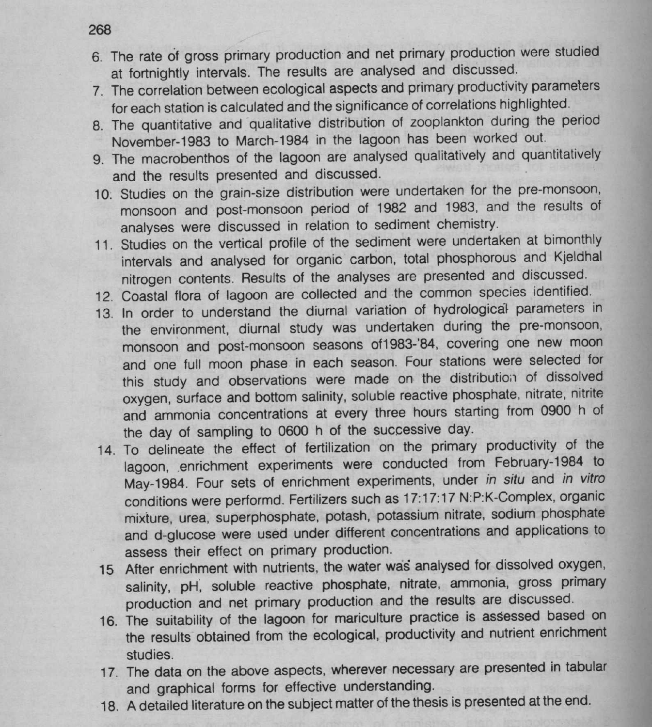6. The rate of gross primary production and net primary production were studied at fortnightly intervals. The results are analysed and discussed.
7. The correlation between ecological aspects and primary productivity parameters for each station is calculated and the significance of correlations highlighted.
8. The quantitative and qualitative distribution of zooplankton during the period November-1983 to March-1984 in the lagoon has been worked out.
9. The macrobenthos of the lagoon are analysed qualitatively and quantitatively and the results presented and discussed.
10. Studies on the grain-size distribution were undertaken for the pre-monsoon, monsoon and post-monsoon period of 1982 and 1983, and the results of analyses were discussed in relation to sediment chemistry.
11. Studies on the vertical profile of the sediment were undertaken at bimonthly intervals and analysed for organic carbon, total phosphorous and Kjeldhal nitrogen contents. Results of the analyses are presented and discussed.
12. Coastal flora of lagoon are collected and the common species identified.
13. In order to understand the diurnal variation of hydrological parameters in the environment, diurnal study was undertaken during the pre-monsoon, monsoon and post-monsoon seasons of1983-'84, covering one new moon and one full moon phase in each season. Four stations were selected for this study and observations were made on the distribution of dissolved oxygen, surface and bottom salinity, soluble reactive phosphate, nitrate, nitrite and ammonia concentrations at every three hours starting from 0900 h of the day of sampling to 0600 h of the successive day.
14. To delineate the effect of fertilization on the primary productivity of the lagoon, enrichment experiments were conducted from February-1984 to May-1984. Four sets of enrichment experiments, under *in situ* and *in vitro* conditions were performd. Fertilizers such as 17:17:17 N:P:K-Complex, organic mixture, urea, superphosphate, potash, potassium nitrate, sodium phosphate and d-glucose were used under different concentrations and applications to assess their effect on primary production.
15. After enrichment with nutrients, the water was analysed for dissolved oxygen, salinity, pH, soluble reactive phosphate, nitrate, ammonia, gross primary production and net primary production and the results are discussed.
16. The suitability of the lagoon for mariculture practice is assessed based on the results obtained from the ecological, productivity and nutrient enrichment studies.
17. The data on the above aspects, wherever necessary are presented in tabular and graphical forms for effective understanding.
18. A detailed literature on the subject matter of the thesis is presented at the end.